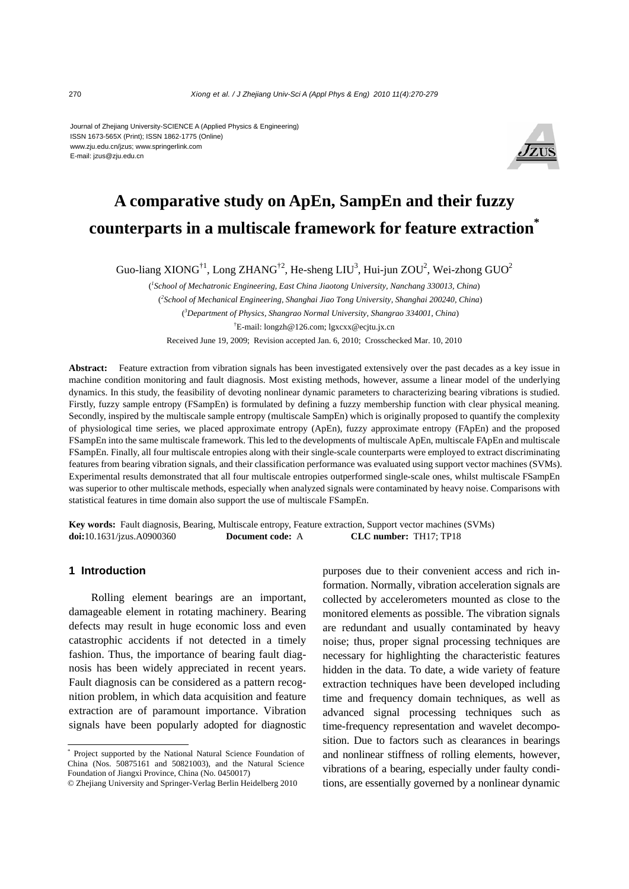Journal of Zhejiang University-SCIENCE A (Applied Physics & Engineering)
ISSN 1673-565X (Print); ISSN 1862-1775 (Online)
www.zju.edu.cn/jzus; www.springerlink.com
E-mail: jzus@zju.edu.cn

# A comparative study on ApEn, SampEn and their fuzzy counterparts in a multiscale framework for feature extraction*

Guo-liang XIONG†[1], Long ZHANG†[2], He-sheng LIU[3], Hui-jun ZOU[2], Wei-zhong GUO[2]

([1]*School of Mechatronic Engineering, East China Jiaotong University, Nanchang 330013, China*)

([2]*School of Mechanical Engineering, Shanghai Jiao Tong University, Shanghai 200240, China*)

([3]*Department of Physics, Shangrao Normal University, Shangrao 334001, China*)

†E-mail: longzh@126.com; lgxcxx@ecjtu.jx.cn

Received June 19, 2009; Revision accepted Jan. 6, 2010; Crosschecked Mar. 10, 2010

**Abstract:** Feature extraction from vibration signals has been investigated extensively over the past decades as a key issue in machine condition monitoring and fault diagnosis. Most existing methods, however, assume a linear model of the underlying dynamics. In this study, the feasibility of devoting nonlinear dynamic parameters to characterizing bearing vibrations is studied. Firstly, fuzzy sample entropy (FSampEn) is formulated by defining a fuzzy membership function with clear physical meaning. Secondly, inspired by the multiscale sample entropy (multiscale SampEn) which is originally proposed to quantify the complexity of physiological time series, we placed approximate entropy (ApEn), fuzzy approximate entropy (FApEn) and the proposed FSampEn into the same multiscale framework. This led to the developments of multiscale ApEn, multiscale FApEn and multiscale FSampEn. Finally, all four multiscale entropies along with their single-scale counterparts were employed to extract discriminating features from bearing vibration signals, and their classification performance was evaluated using support vector machines (SVMs). Experimental results demonstrated that all four multiscale entropies outperformed single-scale ones, whilst multiscale FSampEn was superior to other multiscale methods, especially when analyzed signals were contaminated by heavy noise. Comparisons with statistical features in time domain also support the use of multiscale FSampEn.

**Key words:** Fault diagnosis, Bearing, Multiscale entropy, Feature extraction, Support vector machines (SVMs)
**doi:**10.1631/jzus.A0900360 **Document code:** A **CLC number:** TH17; TP18

## 1 Introduction

Rolling element bearings are an important, damageable element in rotating machinery. Bearing defects may result in huge economic loss and even catastrophic accidents if not detected in a timely fashion. Thus, the importance of bearing fault diagnosis has been widely appreciated in recent years. Fault diagnosis can be considered as a pattern recognition problem, in which data acquisition and feature extraction are of paramount importance. Vibration signals have been popularly adopted for diagnostic purposes due to their convenient access and rich information. Normally, vibration acceleration signals are collected by accelerometers mounted as close to the monitored elements as possible. The vibration signals are redundant and usually contaminated by heavy noise; thus, proper signal processing techniques are necessary for highlighting the characteristic features hidden in the data. To date, a wide variety of feature extraction techniques have been developed including time and frequency domain techniques, as well as advanced signal processing techniques such as time-frequency representation and wavelet decomposition. Due to factors such as clearances in bearings and nonlinear stiffness of rolling elements, however, vibrations of a bearing, especially under faulty conditions, are essentially governed by a nonlinear dynamic

---

\* Project supported by the National Natural Science Foundation of China (Nos. 50875161 and 50821003), and the Natural Science Foundation of Jiangxi Province, China (No. 0450017)

© Zhejiang University and Springer-Verlag Berlin Heidelberg 2010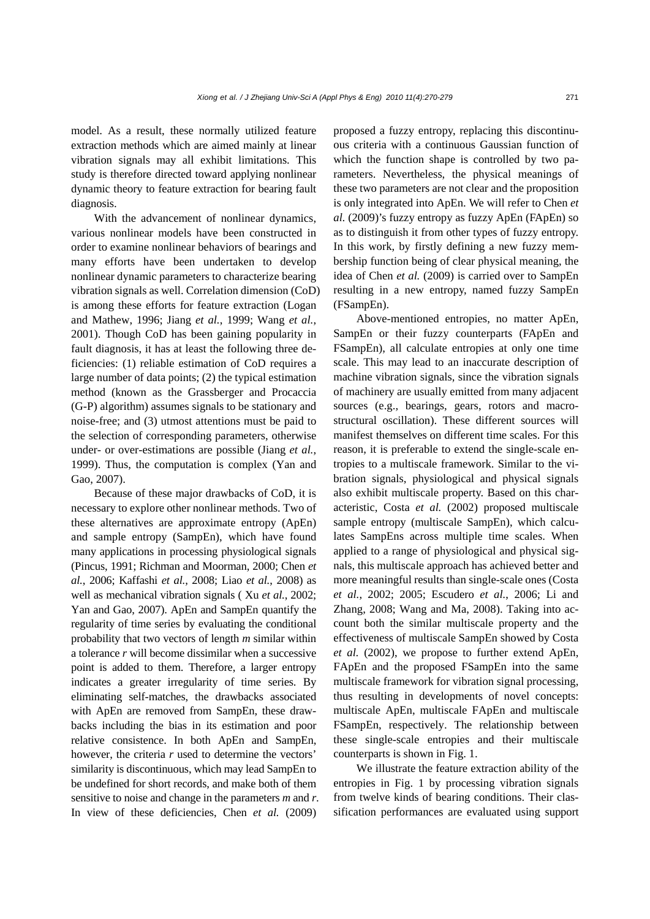model. As a result, these normally utilized feature extraction methods which are aimed mainly at linear vibration signals may all exhibit limitations. This study is therefore directed toward applying nonlinear dynamic theory to feature extraction for bearing fault diagnosis.

With the advancement of nonlinear dynamics, various nonlinear models have been constructed in order to examine nonlinear behaviors of bearings and many efforts have been undertaken to develop nonlinear dynamic parameters to characterize bearing vibration signals as well. Correlation dimension (CoD) is among these efforts for feature extraction (Logan and Mathew, 1996; Jiang *et al.*, 1999; Wang *et al.*, 2001). Though CoD has been gaining popularity in fault diagnosis, it has at least the following three deficiencies: (1) reliable estimation of CoD requires a large number of data points; (2) the typical estimation method (known as the Grassberger and Procaccia (G-P) algorithm) assumes signals to be stationary and noise-free; and (3) utmost attentions must be paid to the selection of corresponding parameters, otherwise under- or over-estimations are possible (Jiang *et al.*, 1999). Thus, the computation is complex (Yan and Gao, 2007).

Because of these major drawbacks of CoD, it is necessary to explore other nonlinear methods. Two of these alternatives are approximate entropy (ApEn) and sample entropy (SampEn), which have found many applications in processing physiological signals (Pincus, 1991; Richman and Moorman, 2000; Chen *et al.*, 2006; Kaffashi *et al.*, 2008; Liao *et al.*, 2008) as well as mechanical vibration signals ( Xu *et al.*, 2002; Yan and Gao, 2007). ApEn and SampEn quantify the regularity of time series by evaluating the conditional probability that two vectors of length $m$ similar within a tolerance $r$ will become dissimilar when a successive point is added to them. Therefore, a larger entropy indicates a greater irregularity of time series. By eliminating self-matches, the drawbacks associated with ApEn are removed from SampEn, these drawbacks including the bias in its estimation and poor relative consistence. In both ApEn and SampEn, however, the criteria $r$ used to determine the vectors' similarity is discontinuous, which may lead SampEn to be undefined for short records, and make both of them sensitive to noise and change in the parameters $m$ and $r$. In view of these deficiencies, Chen *et al.* (2009) proposed a fuzzy entropy, replacing this discontinuous criteria with a continuous Gaussian function of which the function shape is controlled by two parameters. Nevertheless, the physical meanings of these two parameters are not clear and the proposition is only integrated into ApEn. We will refer to Chen *et al.* (2009)'s fuzzy entropy as fuzzy ApEn (FApEn) so as to distinguish it from other types of fuzzy entropy. In this work, by firstly defining a new fuzzy membership function being of clear physical meaning, the idea of Chen *et al.* (2009) is carried over to SampEn resulting in a new entropy, named fuzzy SampEn (FSampEn).

Above-mentioned entropies, no matter ApEn, SampEn or their fuzzy counterparts (FApEn and FSampEn), all calculate entropies at only one time scale. This may lead to an inaccurate description of machine vibration signals, since the vibration signals of machinery are usually emitted from many adjacent sources (e.g., bearings, gears, rotors and macro-structural oscillation). These different sources will manifest themselves on different time scales. For this reason, it is preferable to extend the single-scale entropies to a multiscale framework. Similar to the vibration signals, physiological and physical signals also exhibit multiscale property. Based on this characteristic, Costa *et al.* (2002) proposed multiscale sample entropy (multiscale SampEn), which calculates SampEns across multiple time scales. When applied to a range of physiological and physical signals, this multiscale approach has achieved better and more meaningful results than single-scale ones (Costa *et al.*, 2002; 2005; Escudero *et al.*, 2006; Li and Zhang, 2008; Wang and Ma, 2008). Taking into account both the similar multiscale property and the effectiveness of multiscale SampEn showed by Costa *et al.* (2002), we propose to further extend ApEn, FApEn and the proposed FSampEn into the same multiscale framework for vibration signal processing, thus resulting in developments of novel concepts: multiscale ApEn, multiscale FApEn and multiscale FSampEn, respectively. The relationship between these single-scale entropies and their multiscale counterparts is shown in Fig. 1.

We illustrate the feature extraction ability of the entropies in Fig. 1 by processing vibration signals from twelve kinds of bearing conditions. Their classification performances are evaluated using support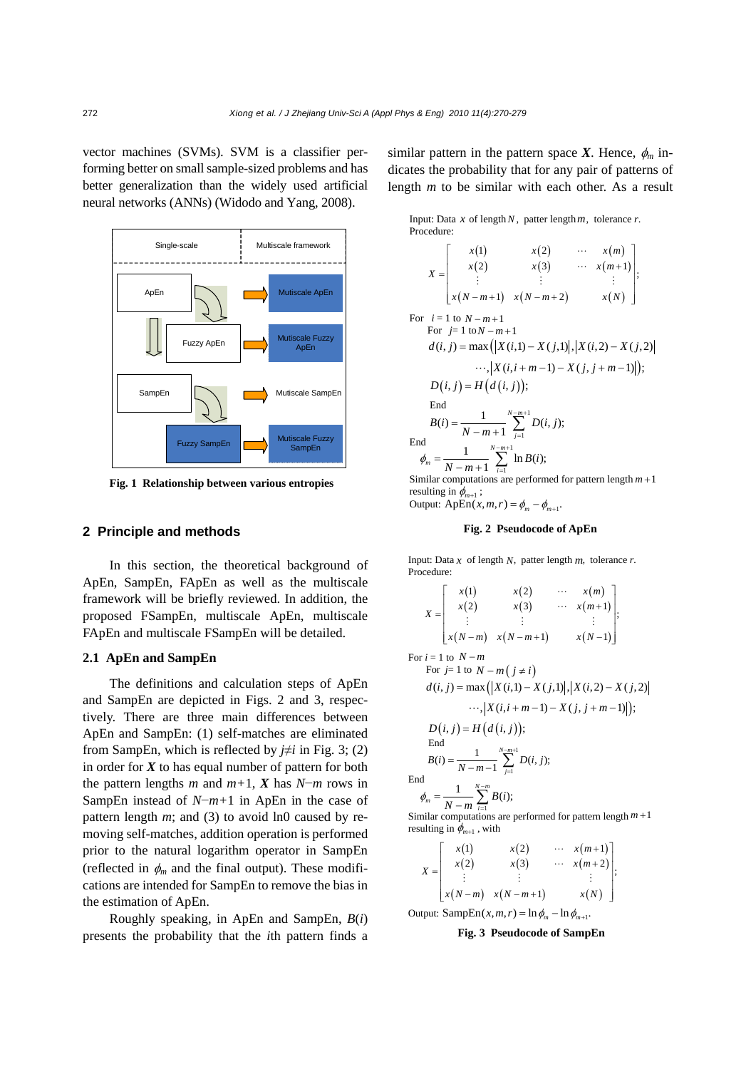vector machines (SVMs). SVM is a classifier performing better on small sample-sized problems and has better generalization than the widely used artificial neural networks (ANNs) (Widodo and Yang, 2008).

| Single-scale | Multiscale framework |
|---|---|
| ApEn | Multiscale ApEn |
| Fuzzy ApEn | Multiscale Fuzzy ApEn |
| SampEn | Mutiscale SampEn |
| Fuzzy SampEn | Multiscale Fuzzy SampEn |

**Fig. 1 Relationship between various entropies**

## 2 Principle and methods

In this section, the theoretical background of ApEn, SampEn, FApEn as well as the multiscale framework will be briefly reviewed. In addition, the proposed FSampEn, multiscale ApEn, multiscale FApEn and multiscale FSampEn will be detailed.

### 2.1 ApEn and SampEn

The definitions and calculation steps of ApEn and SampEn are depicted in Figs. 2 and 3, respectively. There are three main differences between ApEn and SampEn: (1) self-matches are eliminated from SampEn, which is reflected by $j \neq i$ in Fig. 3; (2) in order for $\boldsymbol{X}$ to has equal number of pattern for both the pattern lengths $m$ and $m+1$, $\boldsymbol{X}$ has $N-m$ rows in SampEn instead of $N-m+1$ in ApEn in the case of pattern length $m$; and (3) to avoid ln0 caused by removing self-matches, addition operation is performed prior to the natural logarithm operator in SampEn (reflected in $\phi_m$ and the final output). These modifications are intended for SampEn to remove the bias in the estimation of ApEn.

Roughly speaking, in ApEn and SampEn, $B(i)$ presents the probability that the $i$th pattern finds a similar pattern in the pattern space $\boldsymbol{X}$. Hence, $\phi_m$ indicates the probability that for any pair of patterns of length $m$ to be similar with each other. As a result

Input: Data $x$ of length $N$, patter length $m$, tolerance $r$.
Procedure:

$$X=\begin{bmatrix} x(1) & x(2) & \cdots & x(m) \\ x(2) & x(3) & \cdots & x(m+1) \\ \vdots & \vdots & & \vdots \\ x(N-m+1) & x(N-m+2) & & x(N) \end{bmatrix};$$

For $i=1$ to $N-m+1$
  For $j=1$ to $N-m+1$

$$d(i,j)=\max\left(|X(i,1)-X(j,1)|,|X(i,2)-X(j,2)|\right.$$
$$\left.\cdots,|X(i,i+m-1)-X(j,j+m-1)|\right);$$

$$D(i,j)=H\left(d(i,j)\right);$$

  End

$$B(i)=\frac{1}{N-m+1}\sum_{j=1}^{N-m+1}D(i,j);$$

End

$$\phi_m=\frac{1}{N-m+1}\sum_{i=1}^{N-m+1}\ln B(i);$$

Similar computations are performed for pattern length $m+1$ resulting in $\phi_{m+1}$;
Output: $\mathrm{ApEn}(x,m,r)=\phi_m-\phi_{m+1}$.

**Fig. 2 Pseudocode of ApEn**

Input: Data $x$ of length $N$, patter length $m$, tolerance $r$.
Procedure:

$$X=\begin{bmatrix} x(1) & x(2) & \cdots & x(m) \\ x(2) & x(3) & \cdots & x(m+1) \\ \vdots & \vdots & & \vdots \\ x(N-m) & x(N-m+1) & & x(N-1) \end{bmatrix};$$

For $i=1$ to $N-m$
  For $j=1$ to $N-m\ (j\neq i)$

$$d(i,j)=\max\left(|X(i,1)-X(j,1)|,|X(i,2)-X(j,2)|\right.$$
$$\left.\cdots,|X(i,i+m-1)-X(j,j+m-1)|\right);$$

$$D(i,j)=H\left(d(i,j)\right);$$

  End

$$B(i)=\frac{1}{N-m-1}\sum_{j=1}^{N-m+1}D(i,j);$$

End

$$\phi_m=\frac{1}{N-m}\sum_{i=1}^{N-m}B(i);$$

Similar computations are performed for pattern length $m+1$ resulting in $\phi_{m+1}$, with

$$X=\begin{bmatrix} x(1) & x(2) & \cdots & x(m+1) \\ x(2) & x(3) & \cdots & x(m+2) \\ \vdots & \vdots & & \vdots \\ x(N-m) & x(N-m+1) & & x(N) \end{bmatrix};$$

Output: $\mathrm{SampEn}(x,m,r)=\ln\phi_m-\ln\phi_{m+1}$.

**Fig. 3 Pseudocode of SampEn**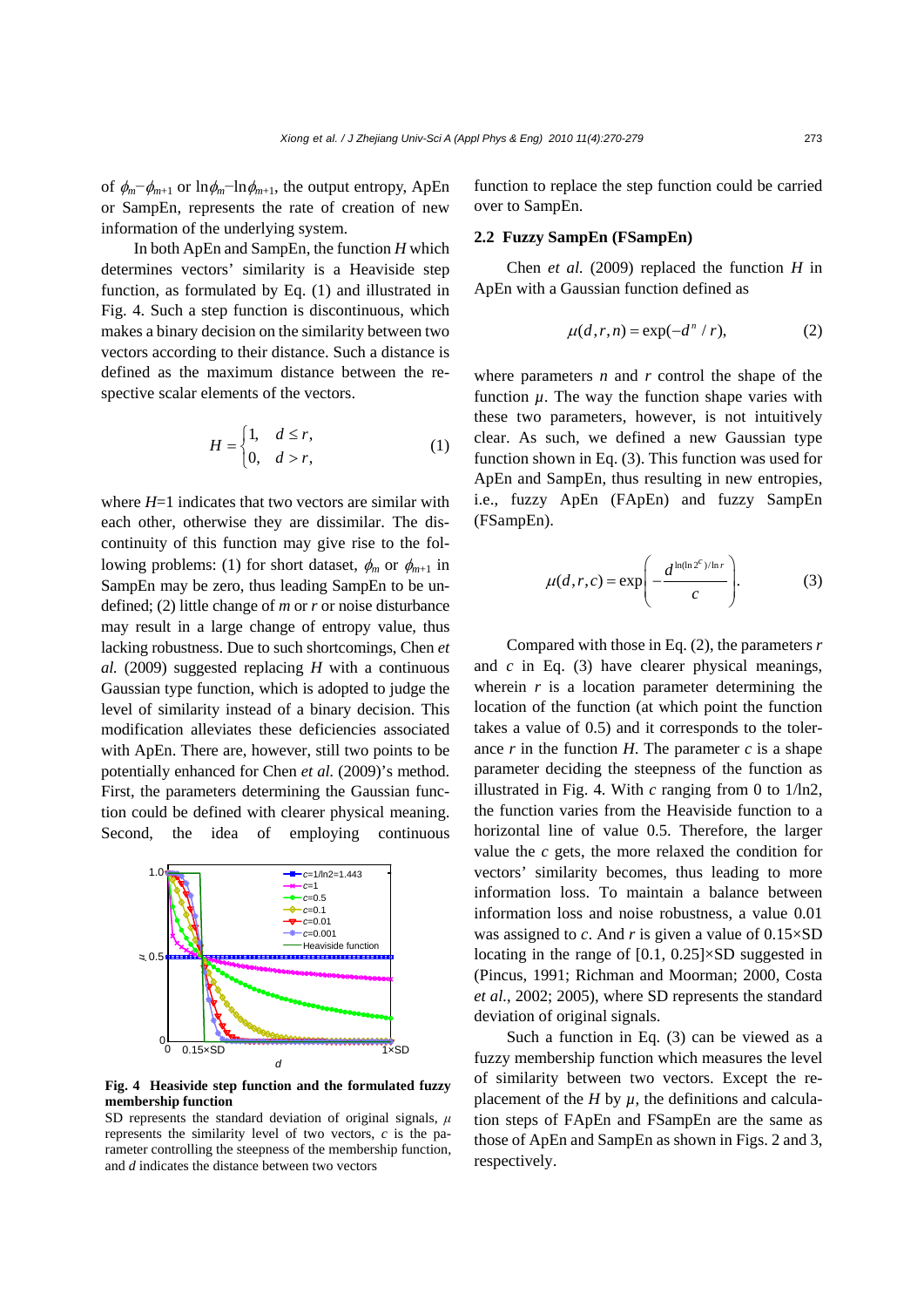of $\phi_m-\phi_{m+1}$ or $\ln\phi_m-\ln\phi_{m+1}$, the output entropy, ApEn or SampEn, represents the rate of creation of new information of the underlying system.

In both ApEn and SampEn, the function $H$ which determines vectors' similarity is a Heaviside step function, as formulated by Eq. (1) and illustrated in Fig. 4. Such a step function is discontinuous, which makes a binary decision on the similarity between two vectors according to their distance. Such a distance is defined as the maximum distance between the respective scalar elements of the vectors.

$$H=\begin{cases}1, & d\le r,\\ 0, & d>r,\end{cases} \tag{1}$$

where $H$=1 indicates that two vectors are similar with each other, otherwise they are dissimilar. The discontinuity of this function may give rise to the following problems: (1) for short dataset, $\phi_m$ or $\phi_{m+1}$ in SampEn may be zero, thus leading SampEn to be undefined; (2) little change of $m$ or $r$ or noise disturbance may result in a large change of entropy value, thus lacking robustness. Due to such shortcomings, Chen *et al.* (2009) suggested replacing $H$ with a continuous Gaussian type function, which is adopted to judge the level of similarity instead of a binary decision. This modification alleviates these deficiencies associated with ApEn. There are, however, still two points to be potentially enhanced for Chen *et al.* (2009)'s method. First, the parameters determining the Gaussian function could be defined with clearer physical meaning. Second, the idea of employing continuous function to replace the step function could be carried over to SampEn.

**Fig. 4 Heasivide step function and the formulated fuzzy membership function**

SD represents the standard deviation of original signals, $\mu$ represents the similarity level of two vectors, $c$ is the parameter controlling the steepness of the membership function, and $d$ indicates the distance between two vectors

## 2.2 Fuzzy SampEn (FSampEn)

Chen *et al.* (2009) replaced the function $H$ in ApEn with a Gaussian function defined as

$$\mu(d,r,n)=\exp(-d^n/r), \tag{2}$$

where parameters $n$ and $r$ control the shape of the function $\mu$. The way the function shape varies with these two parameters, however, is not intuitively clear. As such, we defined a new Gaussian type function shown in Eq. (3). This function was used for ApEn and SampEn, thus resulting in new entropies, i.e., fuzzy ApEn (FApEn) and fuzzy SampEn (FSampEn).

$$\mu(d,r,c)=\exp\left(-\frac{d^{\ln(\ln 2^c)/\ln r}}{c}\right). \tag{3}$$

Compared with those in Eq. (2), the parameters $r$ and $c$ in Eq. (3) have clearer physical meanings, wherein $r$ is a location parameter determining the location of the function (at which point the function takes a value of 0.5) and it corresponds to the tolerance $r$ in the function $H$. The parameter $c$ is a shape parameter deciding the steepness of the function as illustrated in Fig. 4. With $c$ ranging from 0 to 1/ln2, the function varies from the Heaviside function to a horizontal line of value 0.5. Therefore, the larger value the $c$ gets, the more relaxed the condition for vectors' similarity becomes, thus leading to more information loss. To maintain a balance between information loss and noise robustness, a value 0.01 was assigned to $c$. And $r$ is given a value of 0.15×SD locating in the range of [0.1, 0.25]×SD suggested in (Pincus, 1991; Richman and Moorman; 2000, Costa *et al.*, 2002; 2005), where SD represents the standard deviation of original signals.

Such a function in Eq. (3) can be viewed as a fuzzy membership function which measures the level of similarity between two vectors. Except the replacement of the $H$ by $\mu$, the definitions and calculation steps of FApEn and FSampEn are the same as those of ApEn and SampEn as shown in Figs. 2 and 3, respectively.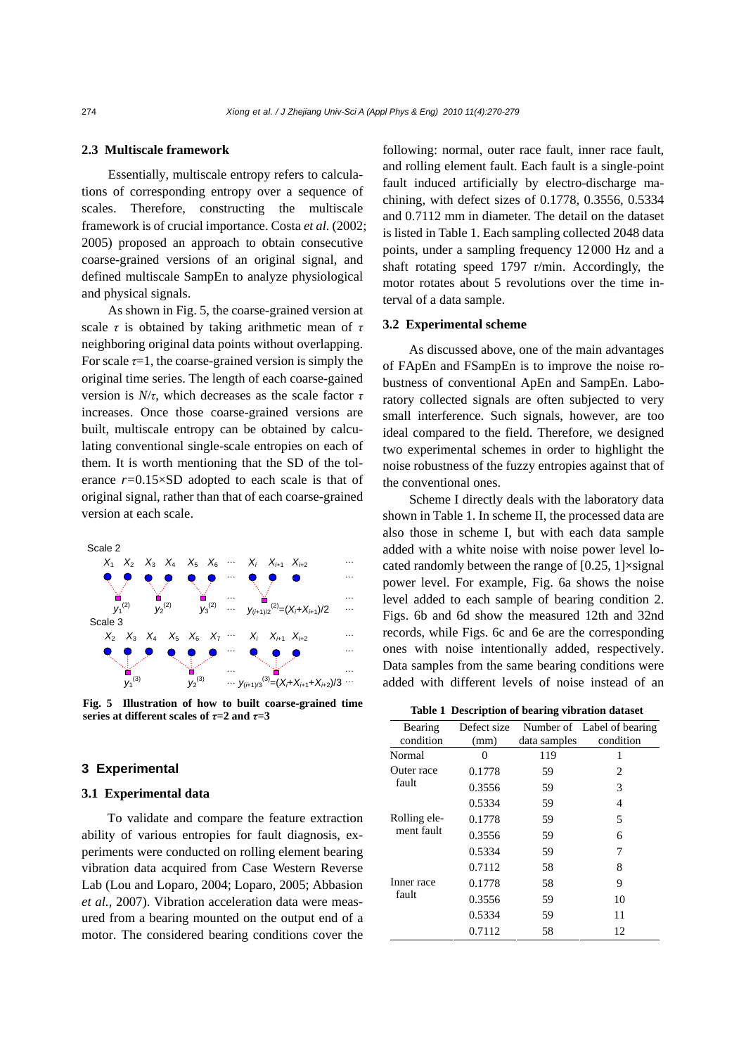### 2.3 Multiscale framework

Essentially, multiscale entropy refers to calculations of corresponding entropy over a sequence of scales. Therefore, constructing the multiscale framework is of crucial importance. Costa *et al.* (2002; 2005) proposed an approach to obtain consecutive coarse-grained versions of an original signal, and defined multiscale SampEn to analyze physiological and physical signals.

As shown in Fig. 5, the coarse-grained version at scale $\tau$ is obtained by taking arithmetic mean of $\tau$ neighboring original data points without overlapping. For scale $\tau$=1, the coarse-grained version is simply the original time series. The length of each coarse-gained version is $N/\tau$, which decreases as the scale factor $\tau$ increases. Once those coarse-grained versions are built, multiscale entropy can be obtained by calculating conventional single-scale entropies on each of them. It is worth mentioning that the SD of the tolerance $r$=0.15×SD adopted to each scale is that of original signal, rather than that of each coarse-grained version at each scale.

Scale 2

$X_1$ $X_2$ $X_3$ $X_4$ $X_5$ $X_6$ ··· $X_i$ $X_{i+1}$ $X_{i+2}$ ···

$y_1^{(2)}$ $y_2^{(2)}$ $y_3^{(2)}$ ··· $y_{(i+1)/2}^{(2)}=(X_i+X_{i+1})/2$ ···

Scale 3

$X_2$ $X_3$ $X_4$ $X_5$ $X_6$ $X_7$ ··· $X_i$ $X_{i+1}$ $X_{i+2}$ ···

$y_1^{(3)}$ $y_2^{(3)}$ ··· $y_{(i+1)/3}^{(3)}=(X_i+X_{i+1}+X_{i+2})/3$ ···

**Fig. 5 Illustration of how to built coarse-grained time series at different scales of $\tau$=2 and $\tau$=3**

## 3 Experimental

### 3.1 Experimental data

To validate and compare the feature extraction ability of various entropies for fault diagnosis, experiments were conducted on rolling element bearing vibration data acquired from Case Western Reverse Lab (Lou and Loparo, 2004; Loparo, 2005; Abbasion *et al.*, 2007). Vibration acceleration data were measured from a bearing mounted on the output end of a motor. The considered bearing conditions cover the following: normal, outer race fault, inner race fault, and rolling element fault. Each fault is a single-point fault induced artificially by electro-discharge machining, with defect sizes of 0.1778, 0.3556, 0.5334 and 0.7112 mm in diameter. The detail on the dataset is listed in Table 1. Each sampling collected 2048 data points, under a sampling frequency 12000 Hz and a shaft rotating speed 1797 r/min. Accordingly, the motor rotates about 5 revolutions over the time interval of a data sample.

### 3.2 Experimental scheme

As discussed above, one of the main advantages of FApEn and FSampEn is to improve the noise robustness of conventional ApEn and SampEn. Laboratory collected signals are often subjected to very small interference. Such signals, however, are too ideal compared to the field. Therefore, we designed two experimental schemes in order to highlight the noise robustness of the fuzzy entropies against that of the conventional ones.

Scheme I directly deals with the laboratory data shown in Table 1. In scheme II, the processed data are also those in scheme I, but with each data sample added with a white noise with noise power level located randomly between the range of [0.25, 1]×signal power level. For example, Fig. 6a shows the noise level added to each sample of bearing condition 2. Figs. 6b and 6d show the measured 12th and 32nd records, while Figs. 6c and 6e are the corresponding ones with noise intentionally added, respectively. Data samples from the same bearing conditions were added with different levels of noise instead of an

**Table 1 Description of bearing vibration dataset**

| Bearing condition | Defect size (mm) | Number of data samples | Label of bearing condition |
|---|---|---|---|
| Normal | 0 | 119 | 1 |
| Outer race fault | 0.1778 | 59 | 2 |
| | 0.3556 | 59 | 3 |
| | 0.5334 | 59 | 4 |
| Rolling element fault | 0.1778 | 59 | 5 |
| | 0.3556 | 59 | 6 |
| | 0.5334 | 59 | 7 |
| | 0.7112 | 58 | 8 |
| Inner race fault | 0.1778 | 58 | 9 |
| | 0.3556 | 59 | 10 |
| | 0.5334 | 59 | 11 |
| | 0.7112 | 58 | 12 |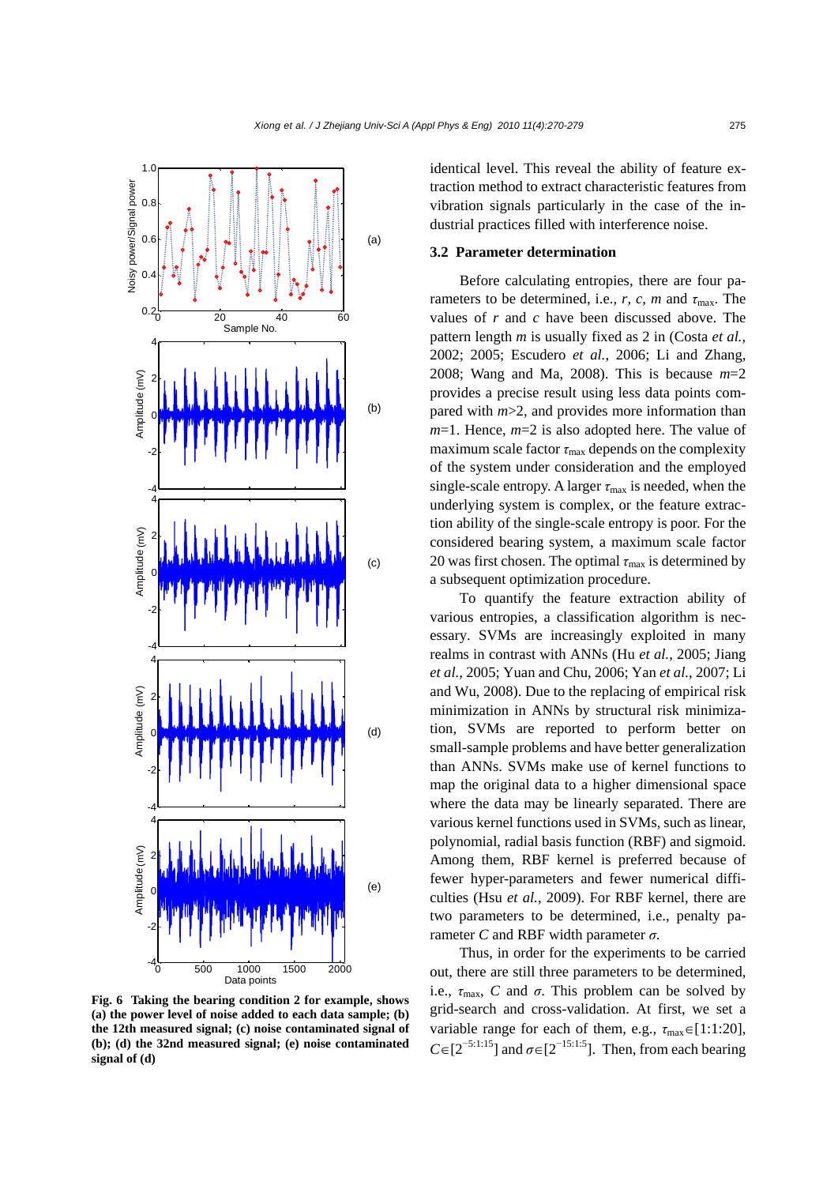Fig. 6 Taking the bearing condition 2 for example, shows (a) the power level of noise added to each data sample; (b) the 12th measured signal; (c) noise contaminated signal of (b); (d) the 32nd measured signal; (e) noise contaminated signal of (d)

identical level. This reveal the ability of feature extraction method to extract characteristic features from vibration signals particularly in the case of the industrial practices filled with interference noise.

## 3.2 Parameter determination

Before calculating entropies, there are four parameters to be determined, i.e., $r$, $c$, $m$ and $\tau_{max}$. The values of $r$ and $c$ have been discussed above. The pattern length $m$ is usually fixed as 2 in (Costa *et al.*, 2002; 2005; Escudero *et al.*, 2006; Li and Zhang, 2008; Wang and Ma, 2008). This is because $m$=2 provides a precise result using less data points compared with $m$>2, and provides more information than $m$=1. Hence, $m$=2 is also adopted here. The value of maximum scale factor $\tau_{max}$ depends on the complexity of the system under consideration and the employed single-scale entropy. A larger $\tau_{max}$ is needed, when the underlying system is complex, or the feature extraction ability of the single-scale entropy is poor. For the considered bearing system, a maximum scale factor 20 was first chosen. The optimal $\tau_{max}$ is determined by a subsequent optimization procedure.

To quantify the feature extraction ability of various entropies, a classification algorithm is necessary. SVMs are increasingly exploited in many realms in contrast with ANNs (Hu *et al.*, 2005; Jiang *et al.*, 2005; Yuan and Chu, 2006; Yan *et al.*, 2007; Li and Wu, 2008). Due to the replacing of empirical risk minimization in ANNs by structural risk minimization, SVMs are reported to perform better on small-sample problems and have better generalization than ANNs. SVMs make use of kernel functions to map the original data to a higher dimensional space where the data may be linearly separated. There are various kernel functions used in SVMs, such as linear, polynomial, radial basis function (RBF) and sigmoid. Among them, RBF kernel is preferred because of fewer hyper-parameters and fewer numerical difficulties (Hsu *et al.*, 2009). For RBF kernel, there are two parameters to be determined, i.e., penalty parameter $C$ and RBF width parameter $\sigma$.

Thus, in order for the experiments to be carried out, there are still three parameters to be determined, i.e., $\tau_{max}$, $C$ and $\sigma$. This problem can be solved by grid-search and cross-validation. At first, we set a variable range for each of them, e.g., $\tau_{max}\in[1:1:20]$, $C\in[2^{-5:1:15}]$ and $\sigma\in[2^{-15:1:5}]$. Then, from each bearing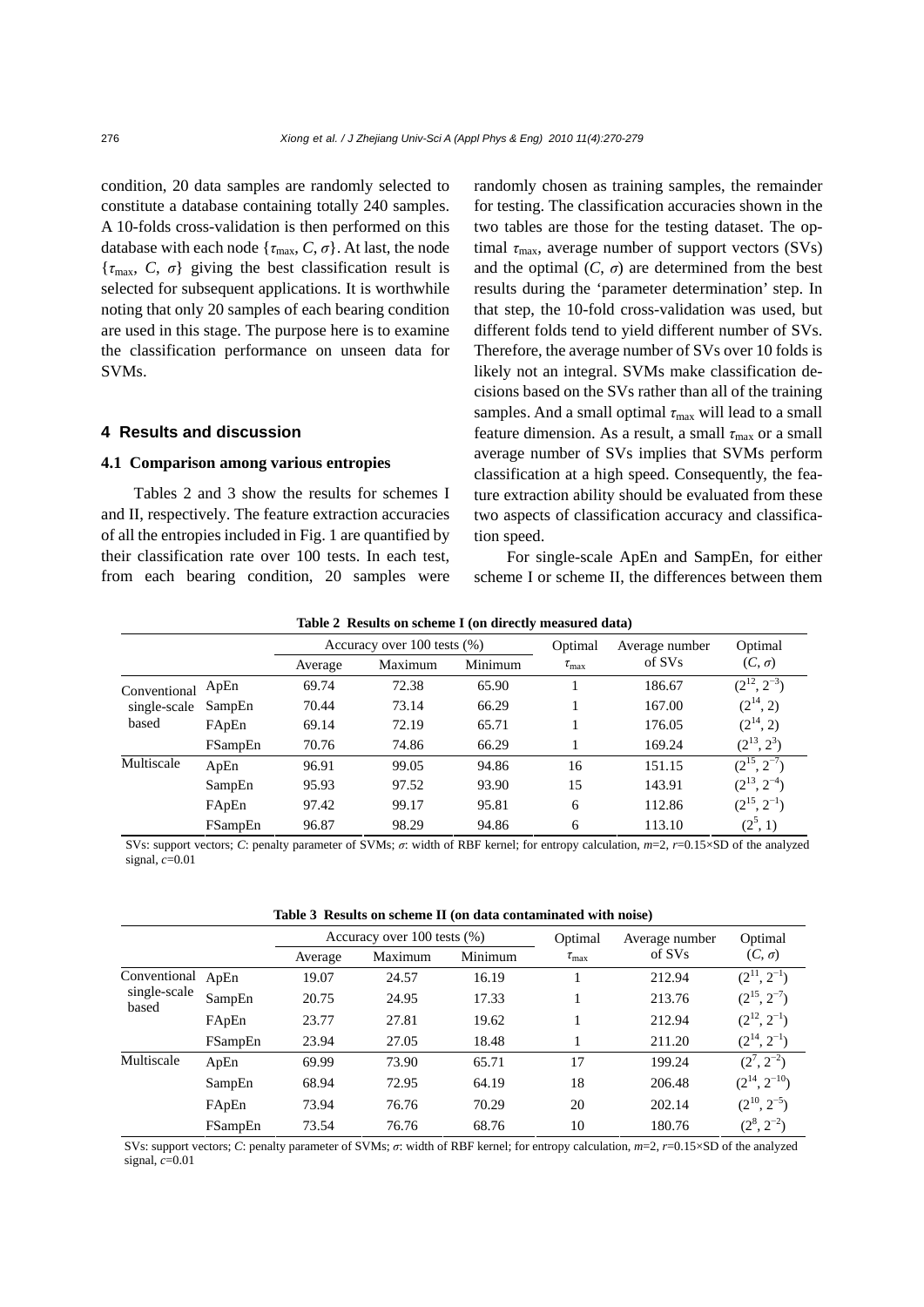condition, 20 data samples are randomly selected to constitute a database containing totally 240 samples. A 10-folds cross-validation is then performed on this database with each node $\{\tau_{max}, C, \sigma\}$. At last, the node $\{\tau_{max}, C, \sigma\}$ giving the best classification result is selected for subsequent applications. It is worthwhile noting that only 20 samples of each bearing condition are used in this stage. The purpose here is to examine the classification performance on unseen data for SVMs.

## 4 Results and discussion

### 4.1 Comparison among various entropies

Tables 2 and 3 show the results for schemes I and II, respectively. The feature extraction accuracies of all the entropies included in Fig. 1 are quantified by their classification rate over 100 tests. In each test, from each bearing condition, 20 samples were randomly chosen as training samples, the remainder for testing. The classification accuracies shown in the two tables are those for the testing dataset. The optimal $\tau_{max}$, average number of support vectors (SVs) and the optimal $(C, \sigma)$ are determined from the best results during the 'parameter determination' step. In that step, the 10-fold cross-validation was used, but different folds tend to yield different number of SVs. Therefore, the average number of SVs over 10 folds is likely not an integral. SVMs make classification decisions based on the SVs rather than all of the training samples. And a small optimal $\tau_{max}$ will lead to a small feature dimension. As a result, a small $\tau_{max}$ or a small average number of SVs implies that SVMs perform classification at a high speed. Consequently, the feature extraction ability should be evaluated from these two aspects of classification accuracy and classification speed.

For single-scale ApEn and SampEn, for either scheme I or scheme II, the differences between them

**Table 2 Results on scheme I (on directly measured data)**

| | | Accuracy over 100 tests (%) | | | Optimal | Average number | Optimal |
|---|---|---|---|---|---|---|---|
| | | Average | Maximum | Minimum | $\tau_{max}$ | of SVs | $(C, \sigma)$ |
| Conventional single-scale based | ApEn | 69.74 | 72.38 | 65.90 | 1 | 186.67 | $(2^{12}, 2^{-3})$ |
| | SampEn | 70.44 | 73.14 | 66.29 | 1 | 167.00 | $(2^{14}, 2)$ |
| | FApEn | 69.14 | 72.19 | 65.71 | 1 | 176.05 | $(2^{14}, 2)$ |
| | FSampEn | 70.76 | 74.86 | 66.29 | 1 | 169.24 | $(2^{13}, 2^{3})$ |
| Multiscale | ApEn | 96.91 | 99.05 | 94.86 | 16 | 151.15 | $(2^{15}, 2^{-7})$ |
| | SampEn | 95.93 | 97.52 | 93.90 | 15 | 143.91 | $(2^{13}, 2^{-4})$ |
| | FApEn | 97.42 | 99.17 | 95.81 | 6 | 112.86 | $(2^{15}, 2^{-1})$ |
| | FSampEn | 96.87 | 98.29 | 94.86 | 6 | 113.10 | $(2^{5}, 1)$ |

SVs: support vectors; $C$: penalty parameter of SVMs; $\sigma$: width of RBF kernel; for entropy calculation, $m$=2, $r$=0.15×SD of the analyzed signal, $c$=0.01

**Table 3 Results on scheme II (on data contaminated with noise)**

| | | Accuracy over 100 tests (%) | | | Optimal | Average number | Optimal |
|---|---|---|---|---|---|---|---|
| | | Average | Maximum | Minimum | $\tau_{max}$ | of SVs | $(C, \sigma)$ |
| Conventional single-scale based | ApEn | 19.07 | 24.57 | 16.19 | 1 | 212.94 | $(2^{11}, 2^{-1})$ |
| | SampEn | 20.75 | 24.95 | 17.33 | 1 | 213.76 | $(2^{15}, 2^{-7})$ |
| | FApEn | 23.77 | 27.81 | 19.62 | 1 | 212.94 | $(2^{12}, 2^{-1})$ |
| | FSampEn | 23.94 | 27.05 | 18.48 | 1 | 211.20 | $(2^{14}, 2^{-1})$ |
| Multiscale | ApEn | 69.99 | 73.90 | 65.71 | 17 | 199.24 | $(2^{7}, 2^{-2})$ |
| | SampEn | 68.94 | 72.95 | 64.19 | 18 | 206.48 | $(2^{14}, 2^{-10})$ |
| | FApEn | 73.94 | 76.76 | 70.29 | 20 | 202.14 | $(2^{10}, 2^{-5})$ |
| | FSampEn | 73.54 | 76.76 | 68.76 | 10 | 180.76 | $(2^{8}, 2^{-2})$ |

SVs: support vectors; $C$: penalty parameter of SVMs; $\sigma$: width of RBF kernel; for entropy calculation, $m$=2, $r$=0.15×SD of the analyzed signal, $c$=0.01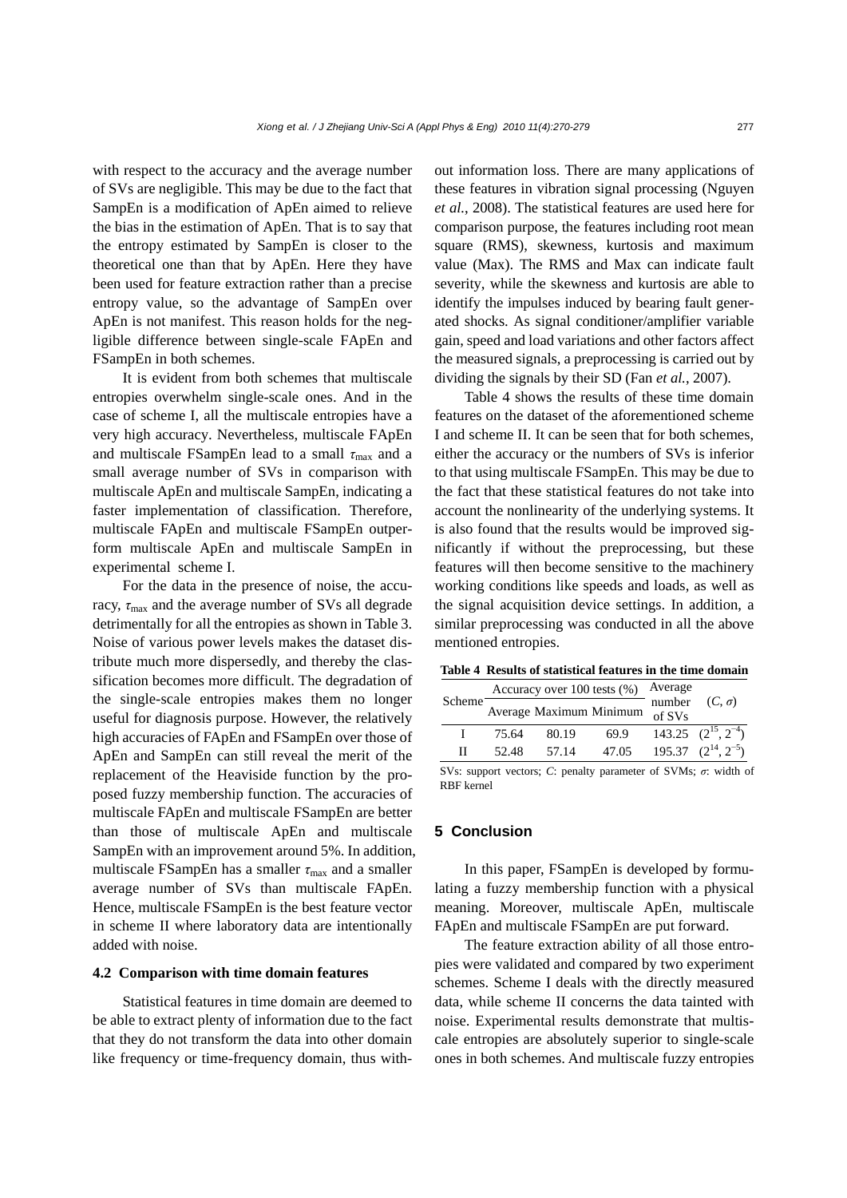with respect to the accuracy and the average number of SVs are negligible. This may be due to the fact that SampEn is a modification of ApEn aimed to relieve the bias in the estimation of ApEn. That is to say that the entropy estimated by SampEn is closer to the theoretical one than that by ApEn. Here they have been used for feature extraction rather than a precise entropy value, so the advantage of SampEn over ApEn is not manifest. This reason holds for the negligible difference between single-scale FApEn and FSampEn in both schemes.

It is evident from both schemes that multiscale entropies overwhelm single-scale ones. And in the case of scheme I, all the multiscale entropies have a very high accuracy. Nevertheless, multiscale FApEn and multiscale FSampEn lead to a small $\tau_{\max}$ and a small average number of SVs in comparison with multiscale ApEn and multiscale SampEn, indicating a faster implementation of classification. Therefore, multiscale FApEn and multiscale FSampEn outperform multiscale ApEn and multiscale SampEn in experimental scheme I.

For the data in the presence of noise, the accuracy, $\tau_{\max}$ and the average number of SVs all degrade detrimentally for all the entropies as shown in Table 3. Noise of various power levels makes the dataset distribute much more dispersedly, and thereby the classification becomes more difficult. The degradation of the single-scale entropies makes them no longer useful for diagnosis purpose. However, the relatively high accuracies of FApEn and FSampEn over those of ApEn and SampEn can still reveal the merit of the replacement of the Heaviside function by the proposed fuzzy membership function. The accuracies of multiscale FApEn and multiscale FSampEn are better than those of multiscale ApEn and multiscale SampEn with an improvement around 5%. In addition, multiscale FSampEn has a smaller $\tau_{\max}$ and a smaller average number of SVs than multiscale FApEn. Hence, multiscale FSampEn is the best feature vector in scheme II where laboratory data are intentionally added with noise.

### 4.2 Comparison with time domain features

Statistical features in time domain are deemed to be able to extract plenty of information due to the fact that they do not transform the data into other domain like frequency or time-frequency domain, thus without information loss. There are many applications of these features in vibration signal processing (Nguyen *et al.*, 2008). The statistical features are used here for comparison purpose, the features including root mean square (RMS), skewness, kurtosis and maximum value (Max). The RMS and Max can indicate fault severity, while the skewness and kurtosis are able to identify the impulses induced by bearing fault generated shocks. As signal conditioner/amplifier variable gain, speed and load variations and other factors affect the measured signals, a preprocessing is carried out by dividing the signals by their SD (Fan *et al.*, 2007).

Table 4 shows the results of these time domain features on the dataset of the aforementioned scheme I and scheme II. It can be seen that for both schemes, either the accuracy or the numbers of SVs is inferior to that using multiscale FSampEn. This may be due to the fact that these statistical features do not take into account the nonlinearity of the underlying systems. It is also found that the results would be improved significantly if without the preprocessing, but these features will then become sensitive to the machinery working conditions like speeds and loads, as well as the signal acquisition device settings. In addition, a similar preprocessing was conducted in all the above mentioned entropies.

**Table 4 Results of statistical features in the time domain**

| Scheme | Accuracy over 100 tests (%) | | | Average number of SVs | $(C, \sigma)$ |
|---|---|---|---|---|---|
| | Average | Maximum | Minimum | | |
| I | 75.64 | 80.19 | 69.9 | 143.25 | $(2^{15}, 2^{-4})$ |
| II | 52.48 | 57.14 | 47.05 | 195.37 | $(2^{14}, 2^{-5})$ |

SVs: support vectors; *C*: penalty parameter of SVMs; $\sigma$: width of RBF kernel

## 5 Conclusion

In this paper, FSampEn is developed by formulating a fuzzy membership function with a physical meaning. Moreover, multiscale ApEn, multiscale FApEn and multiscale FSampEn are put forward.

The feature extraction ability of all those entropies were validated and compared by two experiment schemes. Scheme I deals with the directly measured data, while scheme II concerns the data tainted with noise. Experimental results demonstrate that multiscale entropies are absolutely superior to single-scale ones in both schemes. And multiscale fuzzy entropies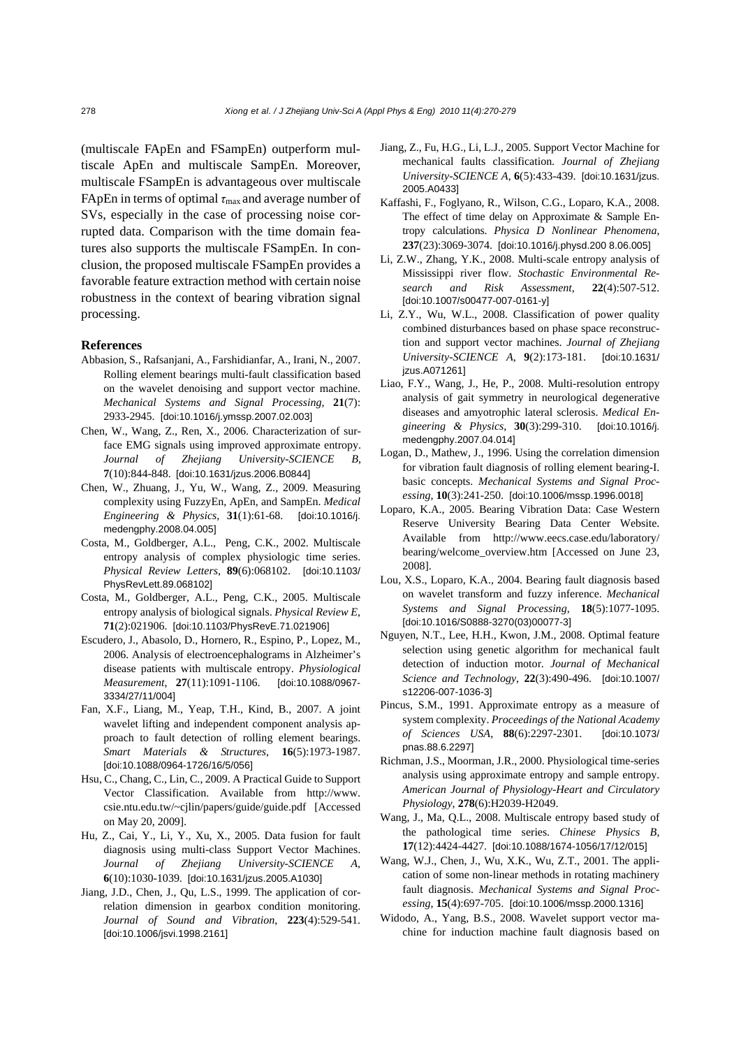(multiscale FApEn and FSampEn) outperform multiscale ApEn and multiscale SampEn. Moreover, multiscale FSampEn is advantageous over multiscale FApEn in terms of optimal $\tau_{\max}$ and average number of SVs, especially in the case of processing noise corrupted data. Comparison with the time domain features also supports the multiscale FSampEn. In conclusion, the proposed multiscale FSampEn provides a favorable feature extraction method with certain noise robustness in the context of bearing vibration signal processing.

## References

Abbasion, S., Rafsanjani, A., Farshidianfar, A., Irani, N., 2007. Rolling element bearings multi-fault classification based on the wavelet denoising and support vector machine. *Mechanical Systems and Signal Processing*, **21**(7): 2933-2945. [doi:10.1016/j.ymssp.2007.02.003]

Chen, W., Wang, Z., Ren, X., 2006. Characterization of surface EMG signals using improved approximate entropy. *Journal of Zhejiang University-SCIENCE B*, **7**(10):844-848. [doi:10.1631/jzus.2006.B0844]

Chen, W., Zhuang, J., Yu, W., Wang, Z., 2009. Measuring complexity using FuzzyEn, ApEn, and SampEn. *Medical Engineering & Physics*, **31**(1):61-68. [doi:10.1016/j.medengphy.2008.04.005]

Costa, M., Goldberger, A.L., Peng, C.K., 2002. Multiscale entropy analysis of complex physiologic time series. *Physical Review Letters*, **89**(6):068102. [doi:10.1103/PhysRevLett.89.068102]

Costa, M., Goldberger, A.L., Peng, C.K., 2005. Multiscale entropy analysis of biological signals. *Physical Review E*, **71**(2):021906. [doi:10.1103/PhysRevE.71.021906]

Escudero, J., Abasolo, D., Hornero, R., Espino, P., Lopez, M., 2006. Analysis of electroencephalograms in Alzheimer's disease patients with multiscale entropy. *Physiological Measurement*, **27**(11):1091-1106. [doi:10.1088/0967-3334/27/11/004]

Fan, X.F., Liang, M., Yeap, T.H., Kind, B., 2007. A joint wavelet lifting and independent component analysis approach to fault detection of rolling element bearings. *Smart Materials & Structures*, **16**(5):1973-1987. [doi:10.1088/0964-1726/16/5/056]

Hsu, C., Chang, C., Lin, C., 2009. A Practical Guide to Support Vector Classification. Available from http://www.csie.ntu.edu.tw/~cjlin/papers/guide/guide.pdf [Accessed on May 20, 2009].

Hu, Z., Cai, Y., Li, Y., Xu, X., 2005. Data fusion for fault diagnosis using multi-class Support Vector Machines. *Journal of Zhejiang University-SCIENCE A*, **6**(10):1030-1039. [doi:10.1631/jzus.2005.A1030]

Jiang, J.D., Chen, J., Qu, L.S., 1999. The application of correlation dimension in gearbox condition monitoring. *Journal of Sound and Vibration*, **223**(4):529-541. [doi:10.1006/jsvi.1998.2161]

Jiang, Z., Fu, H.G., Li, L.J., 2005. Support Vector Machine for mechanical faults classification. *Journal of Zhejiang University-SCIENCE A*, **6**(5):433-439. [doi:10.1631/jzus.2005.A0433]

Kaffashi, F., Foglyano, R., Wilson, C.G., Loparo, K.A., 2008. The effect of time delay on Approximate & Sample Entropy calculations. *Physica D Nonlinear Phenomena*, **237**(23):3069-3074. [doi:10.1016/j.physd.2008.06.005]

Li, Z.W., Zhang, Y.K., 2008. Multi-scale entropy analysis of Mississippi river flow. *Stochastic Environmental Research and Risk Assessment*, **22**(4):507-512. [doi:10.1007/s00477-007-0161-y]

Li, Z.Y., Wu, W.L., 2008. Classification of power quality combined disturbances based on phase space reconstruction and support vector machines. *Journal of Zhejiang University-SCIENCE A*, **9**(2):173-181. [doi:10.1631/jzus.A071261]

Liao, F.Y., Wang, J., He, P., 2008. Multi-resolution entropy analysis of gait symmetry in neurological degenerative diseases and amyotrophic lateral sclerosis. *Medical Engineering & Physics*, **30**(3):299-310. [doi:10.1016/j.medengphy.2007.04.014]

Logan, D., Mathew, J., 1996. Using the correlation dimension for vibration fault diagnosis of rolling element bearing-I. basic concepts. *Mechanical Systems and Signal Processing*, **10**(3):241-250. [doi:10.1006/mssp.1996.0018]

Loparo, K.A., 2005. Bearing Vibration Data: Case Western Reserve University Bearing Data Center Website. Available from http://www.eecs.case.edu/laboratory/bearing/welcome_overview.htm [Accessed on June 23, 2008].

Lou, X.S., Loparo, K.A., 2004. Bearing fault diagnosis based on wavelet transform and fuzzy inference. *Mechanical Systems and Signal Processing*, **18**(5):1077-1095. [doi:10.1016/S0888-3270(03)00077-3]

Nguyen, N.T., Lee, H.H., Kwon, J.M., 2008. Optimal feature selection using genetic algorithm for mechanical fault detection of induction motor. *Journal of Mechanical Science and Technology*, **22**(3):490-496. [doi:10.1007/s12206-007-1036-3]

Pincus, S.M., 1991. Approximate entropy as a measure of system complexity. *Proceedings of the National Academy of Sciences USA*, **88**(6):2297-2301. [doi:10.1073/pnas.88.6.2297]

Richman, J.S., Moorman, J.R., 2000. Physiological time-series analysis using approximate entropy and sample entropy. *American Journal of Physiology-Heart and Circulatory Physiology*, **278**(6):H2039-H2049.

Wang, J., Ma, Q.L., 2008. Multiscale entropy based study of the pathological time series. *Chinese Physics B*, **17**(12):4424-4427. [doi:10.1088/1674-1056/17/12/015]

Wang, W.J., Chen, J., Wu, X.K., Wu, Z.T., 2001. The application of some non-linear methods in rotating machinery fault diagnosis. *Mechanical Systems and Signal Processing*, **15**(4):697-705. [doi:10.1006/mssp.2000.1316]

Widodo, A., Yang, B.S., 2008. Wavelet support vector machine for induction machine fault diagnosis based on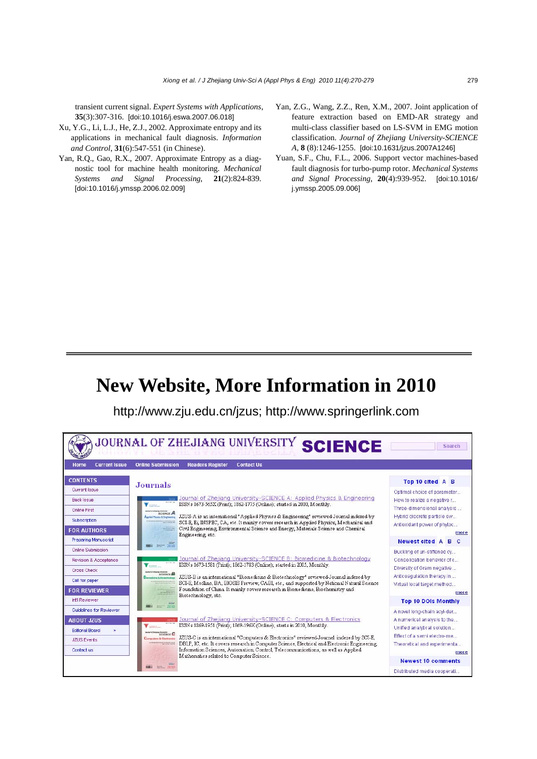transient current signal. *Expert Systems with Applications*, **35**(3):307-316. [doi:10.1016/j.eswa.2007.06.018]

Xu, Y.G., Li, L.J., He, Z.J., 2002. Approximate entropy and its applications in mechanical fault diagnosis. *Information and Control*, **31**(6):547-551 (in Chinese).

Yan, R.Q., Gao, R.X., 2007. Approximate Entropy as a diagnostic tool for machine health monitoring. *Mechanical Systems and Signal Processing*, **21**(2):824-839. [doi:10.1016/j.ymssp.2006.02.009]

Yan, Z.G., Wang, Z.Z., Ren, X.M., 2007. Joint application of feature extraction based on EMD-AR strategy and multi-class classifier based on LS-SVM in EMG motion classification. *Journal of Zhejiang University-SCIENCE A*, **8** (8):1246-1255. [doi:10.1631/jzus.2007A1246]

Yuan, S.F., Chu, F.L., 2006. Support vector machines-based fault diagnosis for turbo-pump rotor. *Mechanical Systems and Signal Processing*, **20**(4):939-952. [doi:10.1016/j.ymssp.2005.09.006]

---

# New Website, More Information in 2010

http://www.zju.edu.cn/jzus; http://www.springerlink.com

JOURNAL OF ZHEJIANG UNIVERSITY SCIENCE

Search

Home | Current Issue | Online Submission | Readers Register | Contact Us

**CONTENTS**
- Current Issue
- Back Issue
- Online First
- Subscription

**FOR AUTHORS**
- Preparing Manuscript
- Online Submission
- Revision & Acceptance
- Cross Check
- Call for paper

**FOR REVIEWER**
- Int'l Reviewer
- Guidelines for Reviewer

**ABOUT JZUS**
- Editorial Board
- JZUS Events
- Contact us

**Journals**

Journal of Zhejiang University-SCIENCE A: Applied Physics & Engineering
ISSN 1673-565X (Print); 1862-1775 (Online); started in 2000, Monthly.
JZUS-A is an international "Applied Physics & Engineering" reviewed-Journal indexed by SCI-E, Ei, INSPEC, CA, etc. It mainly covers research in Applied Physics, Mechanical and Civil Engineering, Environmental Science and Energy, Materials Science and Chemical Engineering, etc.

Journal of Zhejiang University-SCIENCE B: Biomedicine & Biotechnology
ISSN 1673-1581 (Print); 1862-1783 (Online); started in 2005, Monthly.
JZUS-B is an international "Biomedicine & Biotechnology" reviewed-Journal indexed by SCI-E, Medline, BA, BIOSIS Preview, CABI, etc., and supported by National Natural Science Foundation of China. It mainly covers research in Biomedicine, Biochemistry and Biotechnology, etc.

Journal of Zhejiang University-SCIENCE C: Computers & Electronics
ISSN 1869-1951 (Print); 1869-196X (Online); starts in 2010, Monthly.
JZUS-C is an international "Computers & Electronics" reviewed-Journal indexed by SCI-E, DBLP, IC, etc. It covers research in Computer Science, Electrical and Electronic Engineering, Information Sciences, Automation, Control, Telecommunications, as well as Applied Mathematics related to Computer Science.

**Top 10 cited** A B
- Optimal choice of parameter...
- How to realize a negative r...
- Three-dimensional analysis ...
- Hybrid discrete particle sw...
- Antioxidant power of phytoc...

more

**Newest cited** A B C
- Buckling of un-stiffened cy...
- Consolidation behavior of c...
- Diversity of Gram negative ...
- Anticoagulation therapy in ...
- Virtual local target method...

more

**Top 10 DOIs Monthly**
- A novel long-chain acyl-der...
- A numerical analysis to the...
- Unified analytical solution...
- Effect of a semi electro-me...
- Theoretical and experimenta...

more

**Newest 10 comments**
- Distributed media cooperati...